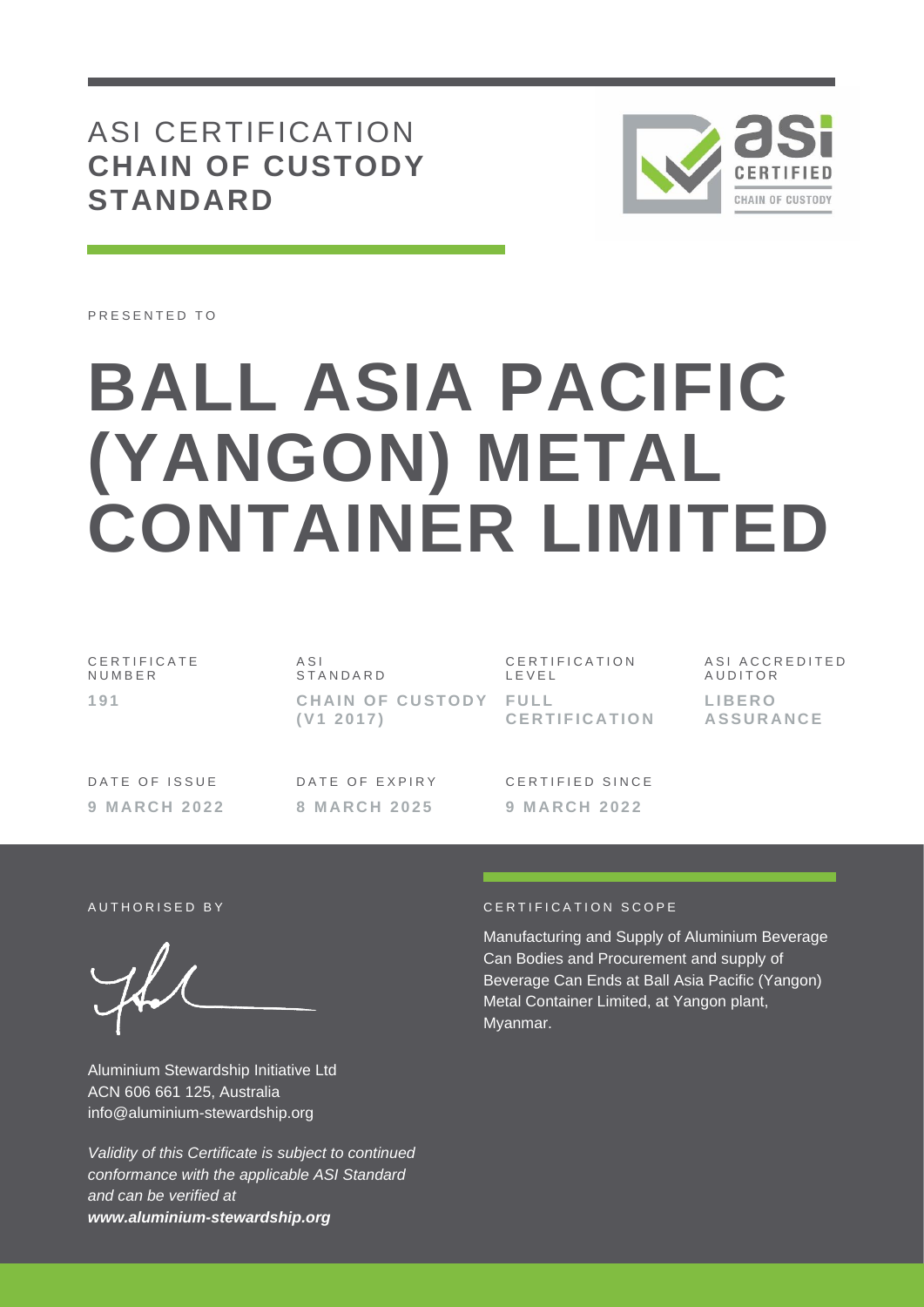# ASI CERTIFICATION **CHAIN OF CUSTODY STANDARD**

PRESENTED TO

# BALL ASIA PACIFIC (YANGON) METAL CONTAINER LIMITED

| CERTIFICATE NUMBER | ASI STANDARD | CERTIFICATION LEVEL | ASI ACCREDITED AUDITOR |
|---|---|---|---|
| **191** | **CHAIN OF CUSTODY (V1 2017)** | **FULL CERTIFICATION** | **LIBERO ASSURANCE** |

| DATE OF ISSUE | DATE OF EXPIRY | CERTIFIED SINCE |
|---|---|---|
| **9 MARCH 2022** | **8 MARCH 2025** | **9 MARCH 2022** |

AUTHORISED BY

Aluminium Stewardship Initiative Ltd
ACN 606 661 125, Australia
info@aluminium-stewardship.org

*Validity of this Certificate is subject to continued conformance with the applicable ASI Standard and can be verified at* ***www.aluminium-stewardship.org***

CERTIFICATION SCOPE

Manufacturing and Supply of Aluminium Beverage Can Bodies and Procurement and supply of Beverage Can Ends at Ball Asia Pacific (Yangon) Metal Container Limited, at Yangon plant, Myanmar.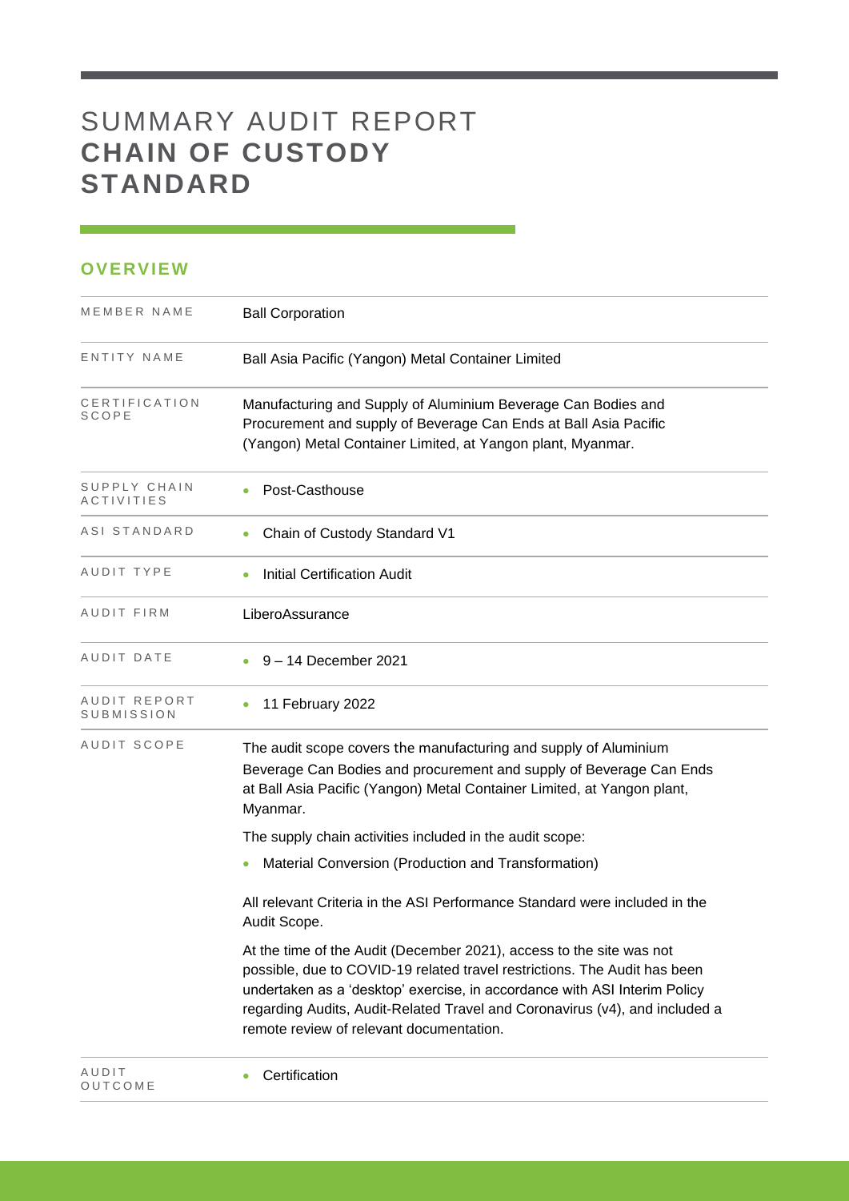# SUMMARY AUDIT REPORT **CHAIN OF CUSTODY STANDARD**

## OVERVIEW

| | |
|---|---|
| MEMBER NAME | Ball Corporation |
| ENTITY NAME | Ball Asia Pacific (Yangon) Metal Container Limited |
| CERTIFICATION SCOPE | Manufacturing and Supply of Aluminium Beverage Can Bodies and Procurement and supply of Beverage Can Ends at Ball Asia Pacific (Yangon) Metal Container Limited, at Yangon plant, Myanmar. |
| SUPPLY CHAIN ACTIVITIES | • Post-Casthouse |
| ASI STANDARD | • Chain of Custody Standard V1 |
| AUDIT TYPE | • Initial Certification Audit |
| AUDIT FIRM | LiberoAssurance |
| AUDIT DATE | • 9 – 14 December 2021 |
| AUDIT REPORT SUBMISSION | • 11 February 2022 |
| AUDIT SCOPE | The audit scope covers the manufacturing and supply of Aluminium Beverage Can Bodies and procurement and supply of Beverage Can Ends at Ball Asia Pacific (Yangon) Metal Container Limited, at Yangon plant, Myanmar.<br><br>The supply chain activities included in the audit scope:<br><br>• Material Conversion (Production and Transformation)<br><br>All relevant Criteria in the ASI Performance Standard were included in the Audit Scope.<br><br>At the time of the Audit (December 2021), access to the site was not possible, due to COVID-19 related travel restrictions. The Audit has been undertaken as a 'desktop' exercise, in accordance with ASI Interim Policy regarding Audits, Audit-Related Travel and Coronavirus (v4), and included a remote review of relevant documentation. |
| AUDIT OUTCOME | • Certification |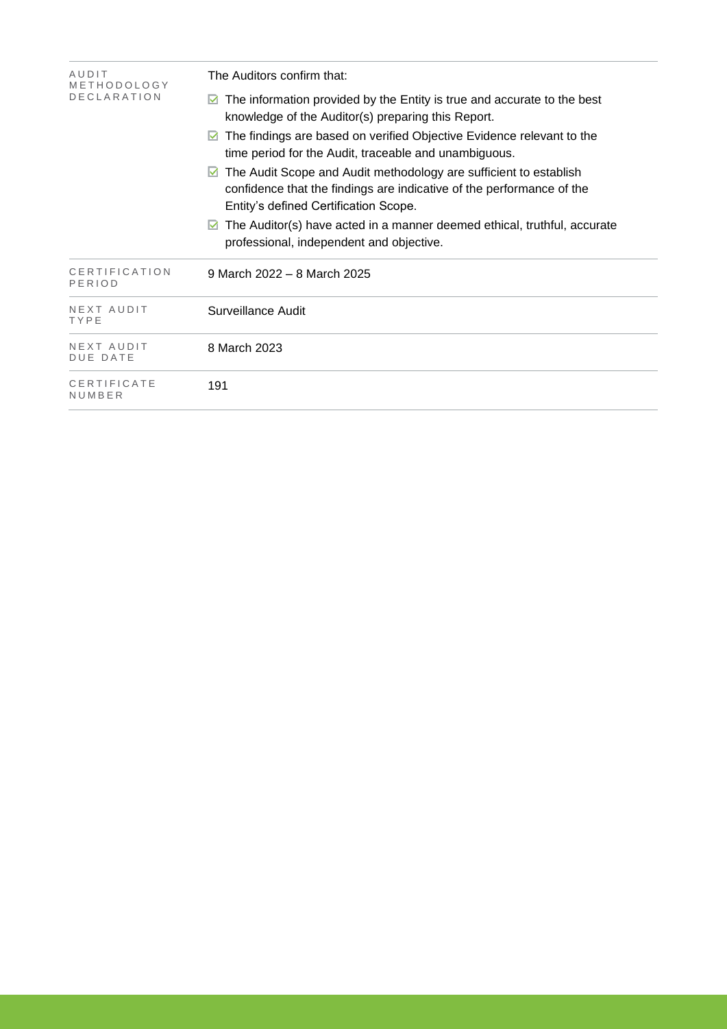| | |
|---|---|
| AUDIT METHODOLOGY DECLARATION | The Auditors confirm that:<br>☑ The information provided by the Entity is true and accurate to the best knowledge of the Auditor(s) preparing this Report.<br>☑ The findings are based on verified Objective Evidence relevant to the time period for the Audit, traceable and unambiguous.<br>☑ The Audit Scope and Audit methodology are sufficient to establish confidence that the findings are indicative of the performance of the Entity's defined Certification Scope.<br>☑ The Auditor(s) have acted in a manner deemed ethical, truthful, accurate professional, independent and objective. |
| CERTIFICATION PERIOD | 9 March 2022 – 8 March 2025 |
| NEXT AUDIT TYPE | Surveillance Audit |
| NEXT AUDIT DUE DATE | 8 March 2023 |
| CERTIFICATE NUMBER | 191 |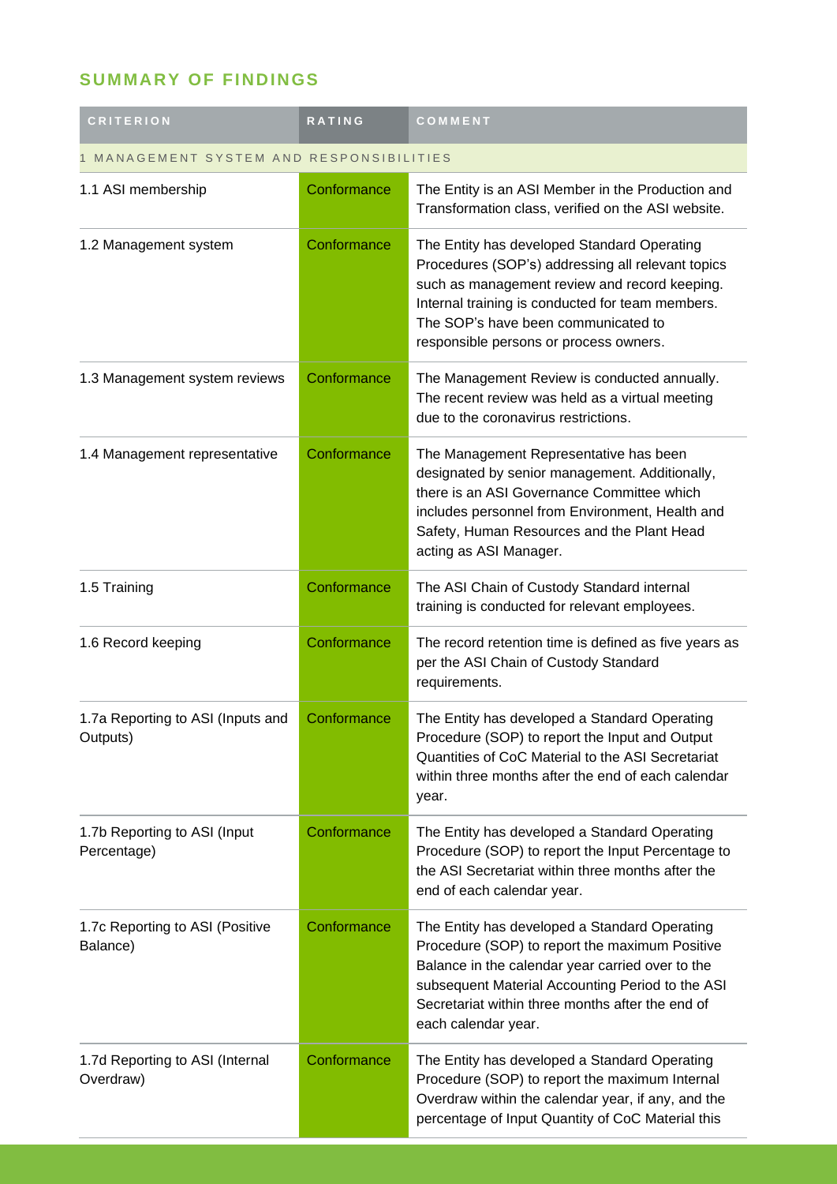## SUMMARY OF FINDINGS

| CRITERION | RATING | COMMENT |
|---|---|---|
| 1 MANAGEMENT SYSTEM AND RESPONSIBILITIES | | |
| 1.1 ASI membership | Conformance | The Entity is an ASI Member in the Production and Transformation class, verified on the ASI website. |
| 1.2 Management system | Conformance | The Entity has developed Standard Operating Procedures (SOP's) addressing all relevant topics such as management review and record keeping. Internal training is conducted for team members. The SOP's have been communicated to responsible persons or process owners. |
| 1.3 Management system reviews | Conformance | The Management Review is conducted annually. The recent review was held as a virtual meeting due to the coronavirus restrictions. |
| 1.4 Management representative | Conformance | The Management Representative has been designated by senior management. Additionally, there is an ASI Governance Committee which includes personnel from Environment, Health and Safety, Human Resources and the Plant Head acting as ASI Manager. |
| 1.5 Training | Conformance | The ASI Chain of Custody Standard internal training is conducted for relevant employees. |
| 1.6 Record keeping | Conformance | The record retention time is defined as five years as per the ASI Chain of Custody Standard requirements. |
| 1.7a Reporting to ASI (Inputs and Outputs) | Conformance | The Entity has developed a Standard Operating Procedure (SOP) to report the Input and Output Quantities of CoC Material to the ASI Secretariat within three months after the end of each calendar year. |
| 1.7b Reporting to ASI (Input Percentage) | Conformance | The Entity has developed a Standard Operating Procedure (SOP) to report the Input Percentage to the ASI Secretariat within three months after the end of each calendar year. |
| 1.7c Reporting to ASI (Positive Balance) | Conformance | The Entity has developed a Standard Operating Procedure (SOP) to report the maximum Positive Balance in the calendar year carried over to the subsequent Material Accounting Period to the ASI Secretariat within three months after the end of each calendar year. |
| 1.7d Reporting to ASI (Internal Overdraw) | Conformance | The Entity has developed a Standard Operating Procedure (SOP) to report the maximum Internal Overdraw within the calendar year, if any, and the percentage of Input Quantity of CoC Material this |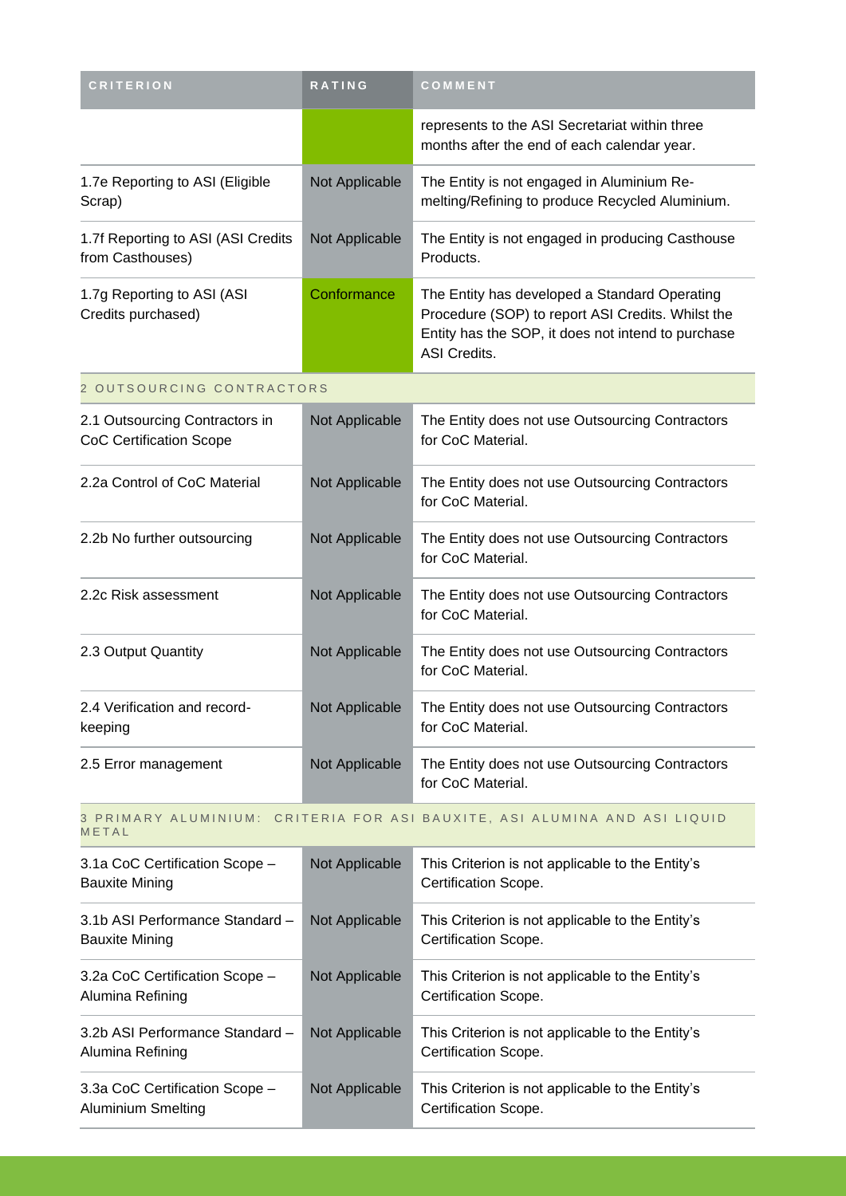| CRITERION | RATING | COMMENT |
| --- | --- | --- |
| | | represents to the ASI Secretariat within three months after the end of each calendar year. |
| 1.7e Reporting to ASI (Eligible Scrap) | Not Applicable | The Entity is not engaged in Aluminium Re-melting/Refining to produce Recycled Aluminium. |
| 1.7f Reporting to ASI (ASI Credits from Casthouses) | Not Applicable | The Entity is not engaged in producing Casthouse Products. |
| 1.7g Reporting to ASI (ASI Credits purchased) | Conformance | The Entity has developed a Standard Operating Procedure (SOP) to report ASI Credits. Whilst the Entity has the SOP, it does not intend to purchase ASI Credits. |
| 2 OUTSOURCING CONTRACTORS | | |
| 2.1 Outsourcing Contractors in CoC Certification Scope | Not Applicable | The Entity does not use Outsourcing Contractors for CoC Material. |
| 2.2a Control of CoC Material | Not Applicable | The Entity does not use Outsourcing Contractors for CoC Material. |
| 2.2b No further outsourcing | Not Applicable | The Entity does not use Outsourcing Contractors for CoC Material. |
| 2.2c Risk assessment | Not Applicable | The Entity does not use Outsourcing Contractors for CoC Material. |
| 2.3 Output Quantity | Not Applicable | The Entity does not use Outsourcing Contractors for CoC Material. |
| 2.4 Verification and record-keeping | Not Applicable | The Entity does not use Outsourcing Contractors for CoC Material. |
| 2.5 Error management | Not Applicable | The Entity does not use Outsourcing Contractors for CoC Material. |
| 3 PRIMARY ALUMINIUM: CRITERIA FOR ASI BAUXITE, ASI ALUMINA AND ASI LIQUID METAL | | |
| 3.1a CoC Certification Scope – Bauxite Mining | Not Applicable | This Criterion is not applicable to the Entity's Certification Scope. |
| 3.1b ASI Performance Standard – Bauxite Mining | Not Applicable | This Criterion is not applicable to the Entity's Certification Scope. |
| 3.2a CoC Certification Scope – Alumina Refining | Not Applicable | This Criterion is not applicable to the Entity's Certification Scope. |
| 3.2b ASI Performance Standard – Alumina Refining | Not Applicable | This Criterion is not applicable to the Entity's Certification Scope. |
| 3.3a CoC Certification Scope – Aluminium Smelting | Not Applicable | This Criterion is not applicable to the Entity's Certification Scope. |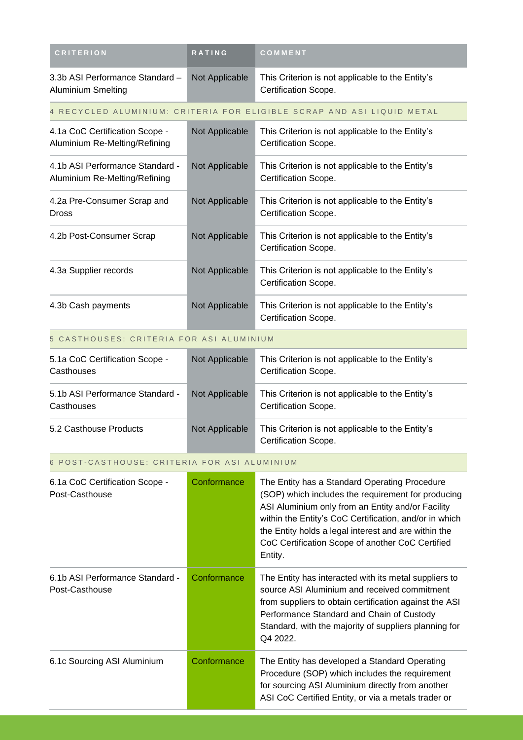| CRITERION | RATING | COMMENT |
|---|---|---|
| 3.3b ASI Performance Standard – Aluminium Smelting | Not Applicable | This Criterion is not applicable to the Entity's Certification Scope. |
| 4 RECYCLED ALUMINIUM: CRITERIA FOR ELIGIBLE SCRAP AND ASI LIQUID METAL | | |
| 4.1a CoC Certification Scope - Aluminium Re-Melting/Refining | Not Applicable | This Criterion is not applicable to the Entity's Certification Scope. |
| 4.1b ASI Performance Standard - Aluminium Re-Melting/Refining | Not Applicable | This Criterion is not applicable to the Entity's Certification Scope. |
| 4.2a Pre-Consumer Scrap and Dross | Not Applicable | This Criterion is not applicable to the Entity's Certification Scope. |
| 4.2b Post-Consumer Scrap | Not Applicable | This Criterion is not applicable to the Entity's Certification Scope. |
| 4.3a Supplier records | Not Applicable | This Criterion is not applicable to the Entity's Certification Scope. |
| 4.3b Cash payments | Not Applicable | This Criterion is not applicable to the Entity's Certification Scope. |
| 5 CASTHOUSES: CRITERIA FOR ASI ALUMINIUM | | |
| 5.1a CoC Certification Scope - Casthouses | Not Applicable | This Criterion is not applicable to the Entity's Certification Scope. |
| 5.1b ASI Performance Standard - Casthouses | Not Applicable | This Criterion is not applicable to the Entity's Certification Scope. |
| 5.2 Casthouse Products | Not Applicable | This Criterion is not applicable to the Entity's Certification Scope. |
| 6 POST-CASTHOUSE: CRITERIA FOR ASI ALUMINIUM | | |
| 6.1a CoC Certification Scope - Post-Casthouse | Conformance | The Entity has a Standard Operating Procedure (SOP) which includes the requirement for producing ASI Aluminium only from an Entity and/or Facility within the Entity's CoC Certification, and/or in which the Entity holds a legal interest and are within the CoC Certification Scope of another CoC Certified Entity. |
| 6.1b ASI Performance Standard - Post-Casthouse | Conformance | The Entity has interacted with its metal suppliers to source ASI Aluminium and received commitment from suppliers to obtain certification against the ASI Performance Standard and Chain of Custody Standard, with the majority of suppliers planning for Q4 2022. |
| 6.1c Sourcing ASI Aluminium | Conformance | The Entity has developed a Standard Operating Procedure (SOP) which includes the requirement for sourcing ASI Aluminium directly from another ASI CoC Certified Entity, or via a metals trader or |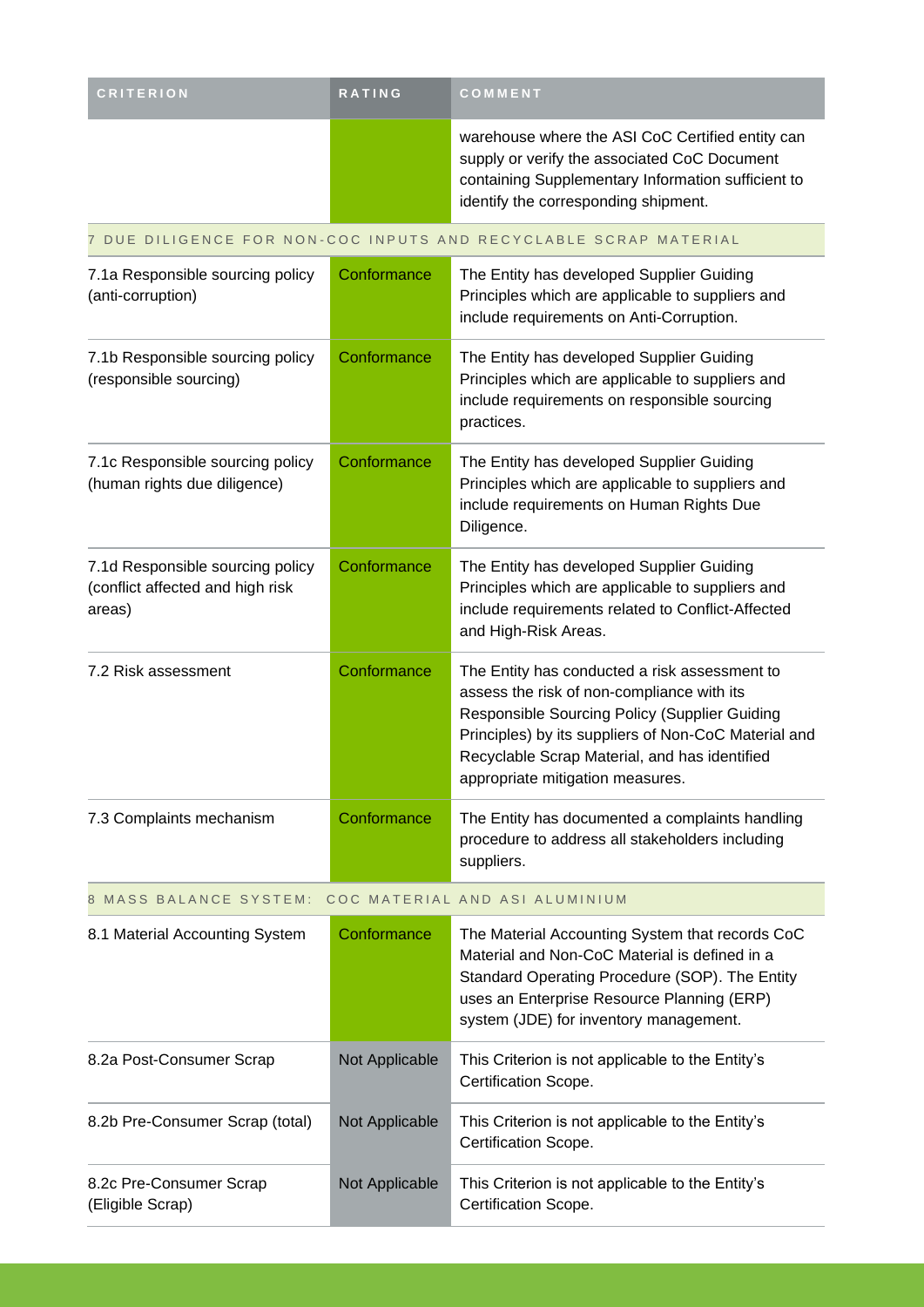| CRITERION | RATING | COMMENT |
|---|---|---|
| | | warehouse where the ASI CoC Certified entity can supply or verify the associated CoC Document containing Supplementary Information sufficient to identify the corresponding shipment. |
| 7 DUE DILIGENCE FOR NON-COC INPUTS AND RECYCLABLE SCRAP MATERIAL | | |
| 7.1a Responsible sourcing policy (anti-corruption) | Conformance | The Entity has developed Supplier Guiding Principles which are applicable to suppliers and include requirements on Anti-Corruption. |
| 7.1b Responsible sourcing policy (responsible sourcing) | Conformance | The Entity has developed Supplier Guiding Principles which are applicable to suppliers and include requirements on responsible sourcing practices. |
| 7.1c Responsible sourcing policy (human rights due diligence) | Conformance | The Entity has developed Supplier Guiding Principles which are applicable to suppliers and include requirements on Human Rights Due Diligence. |
| 7.1d Responsible sourcing policy (conflict affected and high risk areas) | Conformance | The Entity has developed Supplier Guiding Principles which are applicable to suppliers and include requirements related to Conflict-Affected and High-Risk Areas. |
| 7.2 Risk assessment | Conformance | The Entity has conducted a risk assessment to assess the risk of non-compliance with its Responsible Sourcing Policy (Supplier Guiding Principles) by its suppliers of Non-CoC Material and Recyclable Scrap Material, and has identified appropriate mitigation measures. |
| 7.3 Complaints mechanism | Conformance | The Entity has documented a complaints handling procedure to address all stakeholders including suppliers. |
| 8 MASS BALANCE SYSTEM: COC MATERIAL AND ASI ALUMINIUM | | |
| 8.1 Material Accounting System | Conformance | The Material Accounting System that records CoC Material and Non-CoC Material is defined in a Standard Operating Procedure (SOP). The Entity uses an Enterprise Resource Planning (ERP) system (JDE) for inventory management. |
| 8.2a Post-Consumer Scrap | Not Applicable | This Criterion is not applicable to the Entity's Certification Scope. |
| 8.2b Pre-Consumer Scrap (total) | Not Applicable | This Criterion is not applicable to the Entity's Certification Scope. |
| 8.2c Pre-Consumer Scrap (Eligible Scrap) | Not Applicable | This Criterion is not applicable to the Entity's Certification Scope. |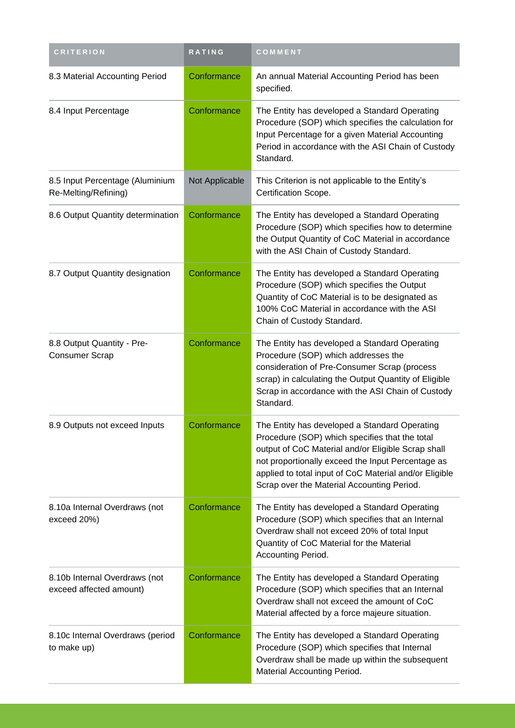| CRITERION | RATING | COMMENT |
| --- | --- | --- |
| 8.3 Material Accounting Period | Conformance | An annual Material Accounting Period has been specified. |
| 8.4 Input Percentage | Conformance | The Entity has developed a Standard Operating Procedure (SOP) which specifies the calculation for Input Percentage for a given Material Accounting Period in accordance with the ASI Chain of Custody Standard. |
| 8.5 Input Percentage (Aluminium Re-Melting/Refining) | Not Applicable | This Criterion is not applicable to the Entity's Certification Scope. |
| 8.6 Output Quantity determination | Conformance | The Entity has developed a Standard Operating Procedure (SOP) which specifies how to determine the Output Quantity of CoC Material in accordance with the ASI Chain of Custody Standard. |
| 8.7 Output Quantity designation | Conformance | The Entity has developed a Standard Operating Procedure (SOP) which specifies the Output Quantity of CoC Material is to be designated as 100% CoC Material in accordance with the ASI Chain of Custody Standard. |
| 8.8 Output Quantity - Pre-Consumer Scrap | Conformance | The Entity has developed a Standard Operating Procedure (SOP) which addresses the consideration of Pre-Consumer Scrap (process scrap) in calculating the Output Quantity of Eligible Scrap in accordance with the ASI Chain of Custody Standard. |
| 8.9 Outputs not exceed Inputs | Conformance | The Entity has developed a Standard Operating Procedure (SOP) which specifies that the total output of CoC Material and/or Eligible Scrap shall not proportionally exceed the Input Percentage as applied to total input of CoC Material and/or Eligible Scrap over the Material Accounting Period. |
| 8.10a Internal Overdraws (not exceed 20%) | Conformance | The Entity has developed a Standard Operating Procedure (SOP) which specifies that an Internal Overdraw shall not exceed 20% of total Input Quantity of CoC Material for the Material Accounting Period. |
| 8.10b Internal Overdraws (not exceed affected amount) | Conformance | The Entity has developed a Standard Operating Procedure (SOP) which specifies that an Internal Overdraw shall not exceed the amount of CoC Material affected by a force majeure situation. |
| 8.10c Internal Overdraws (period to make up) | Conformance | The Entity has developed a Standard Operating Procedure (SOP) which specifies that Internal Overdraw shall be made up within the subsequent Material Accounting Period. |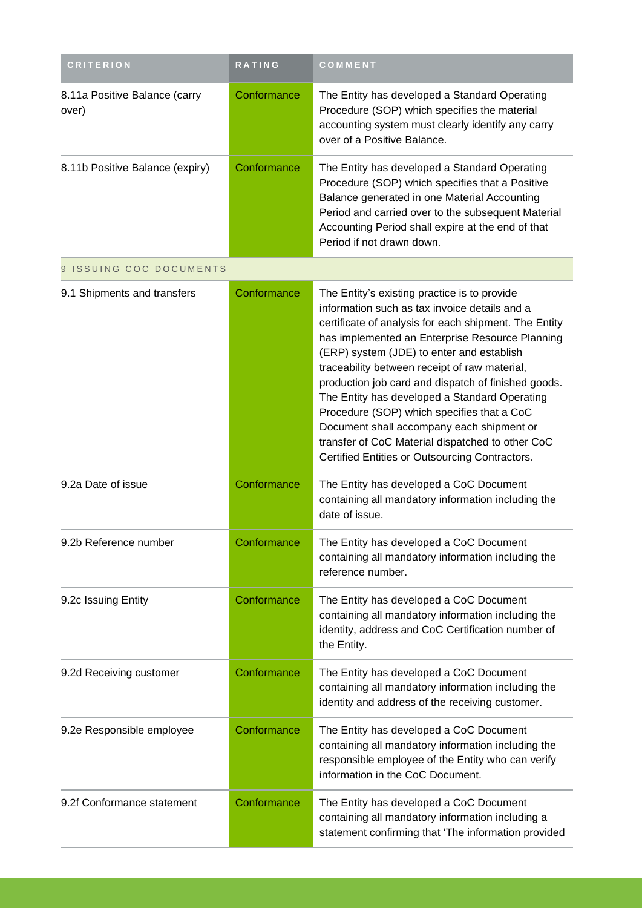| CRITERION | RATING | COMMENT |
| --- | --- | --- |
| 8.11a Positive Balance (carry over) | Conformance | The Entity has developed a Standard Operating Procedure (SOP) which specifies the material accounting system must clearly identify any carry over of a Positive Balance. |
| 8.11b Positive Balance (expiry) | Conformance | The Entity has developed a Standard Operating Procedure (SOP) which specifies that a Positive Balance generated in one Material Accounting Period and carried over to the subsequent Material Accounting Period shall expire at the end of that Period if not drawn down. |
| 9 ISSUING COC DOCUMENTS | | |
| 9.1 Shipments and transfers | Conformance | The Entity's existing practice is to provide information such as tax invoice details and a certificate of analysis for each shipment. The Entity has implemented an Enterprise Resource Planning (ERP) system (JDE) to enter and establish traceability between receipt of raw material, production job card and dispatch of finished goods. The Entity has developed a Standard Operating Procedure (SOP) which specifies that a CoC Document shall accompany each shipment or transfer of CoC Material dispatched to other CoC Certified Entities or Outsourcing Contractors. |
| 9.2a Date of issue | Conformance | The Entity has developed a CoC Document containing all mandatory information including the date of issue. |
| 9.2b Reference number | Conformance | The Entity has developed a CoC Document containing all mandatory information including the reference number. |
| 9.2c Issuing Entity | Conformance | The Entity has developed a CoC Document containing all mandatory information including the identity, address and CoC Certification number of the Entity. |
| 9.2d Receiving customer | Conformance | The Entity has developed a CoC Document containing all mandatory information including the identity and address of the receiving customer. |
| 9.2e Responsible employee | Conformance | The Entity has developed a CoC Document containing all mandatory information including the responsible employee of the Entity who can verify information in the CoC Document. |
| 9.2f Conformance statement | Conformance | The Entity has developed a CoC Document containing all mandatory information including a statement confirming that 'The information provided |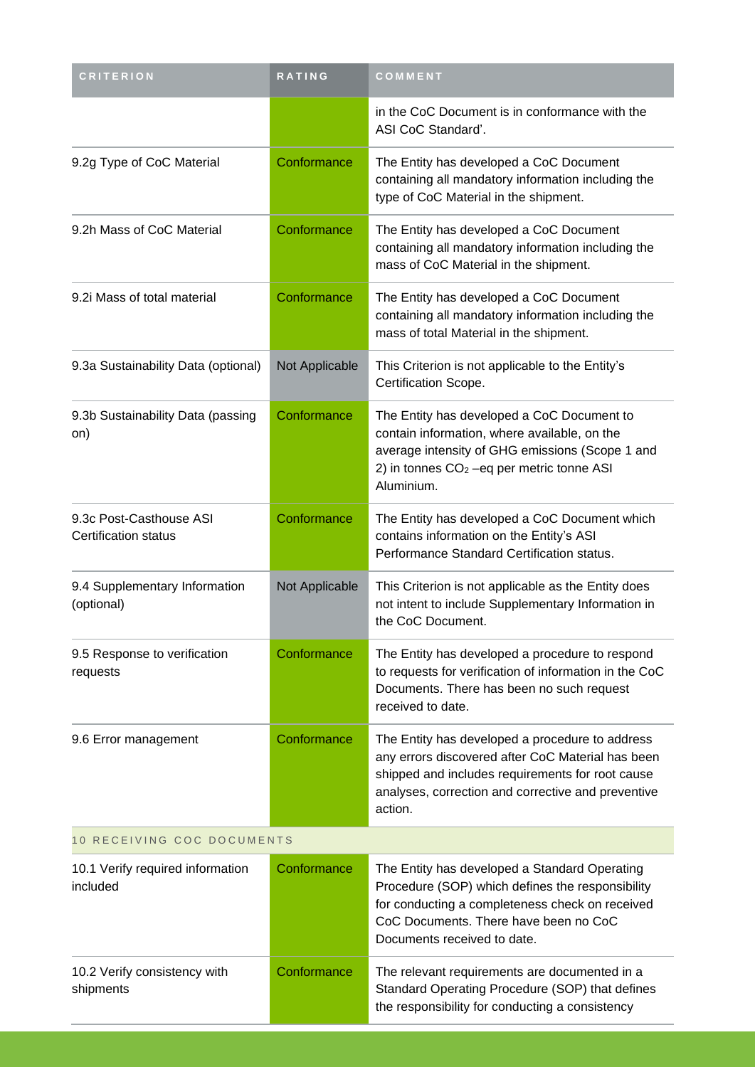| CRITERION | RATING | COMMENT |
| --- | --- | --- |
| | | in the CoC Document is in conformance with the ASI CoC Standard'. |
| 9.2g Type of CoC Material | Conformance | The Entity has developed a CoC Document containing all mandatory information including the type of CoC Material in the shipment. |
| 9.2h Mass of CoC Material | Conformance | The Entity has developed a CoC Document containing all mandatory information including the mass of CoC Material in the shipment. |
| 9.2i Mass of total material | Conformance | The Entity has developed a CoC Document containing all mandatory information including the mass of total Material in the shipment. |
| 9.3a Sustainability Data (optional) | Not Applicable | This Criterion is not applicable to the Entity's Certification Scope. |
| 9.3b Sustainability Data (passing on) | Conformance | The Entity has developed a CoC Document to contain information, where available, on the average intensity of GHG emissions (Scope 1 and 2) in tonnes $CO_2$ –eq per metric tonne ASI Aluminium. |
| 9.3c Post-Casthouse ASI Certification status | Conformance | The Entity has developed a CoC Document which contains information on the Entity's ASI Performance Standard Certification status. |
| 9.4 Supplementary Information (optional) | Not Applicable | This Criterion is not applicable as the Entity does not intent to include Supplementary Information in the CoC Document. |
| 9.5 Response to verification requests | Conformance | The Entity has developed a procedure to respond to requests for verification of information in the CoC Documents. There has been no such request received to date. |
| 9.6 Error management | Conformance | The Entity has developed a procedure to address any errors discovered after CoC Material has been shipped and includes requirements for root cause analyses, correction and corrective and preventive action. |
| 10 RECEIVING COC DOCUMENTS | | |
| 10.1 Verify required information included | Conformance | The Entity has developed a Standard Operating Procedure (SOP) which defines the responsibility for conducting a completeness check on received CoC Documents. There have been no CoC Documents received to date. |
| 10.2 Verify consistency with shipments | Conformance | The relevant requirements are documented in a Standard Operating Procedure (SOP) that defines the responsibility for conducting a consistency |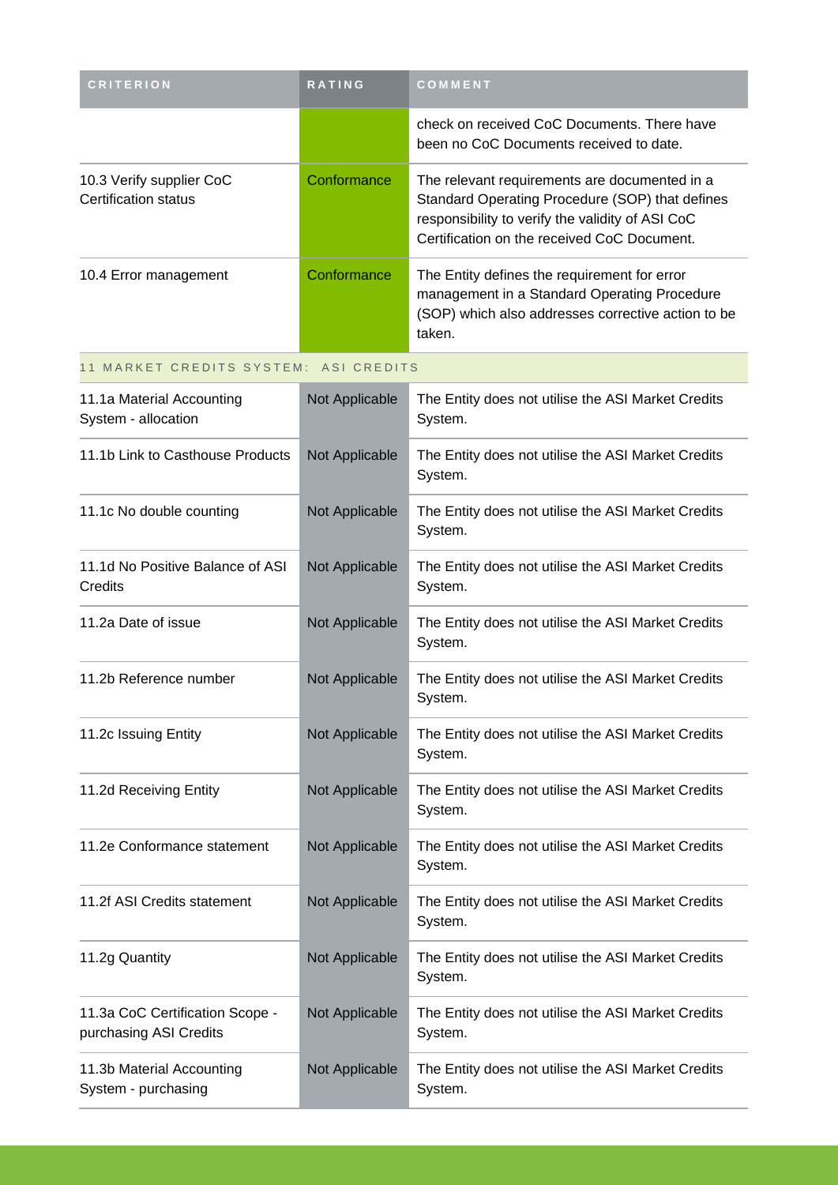| CRITERION | RATING | COMMENT |
|---|---|---|
| | | check on received CoC Documents. There have been no CoC Documents received to date. |
| 10.3 Verify supplier CoC Certification status | Conformance | The relevant requirements are documented in a Standard Operating Procedure (SOP) that defines responsibility to verify the validity of ASI CoC Certification on the received CoC Document. |
| 10.4 Error management | Conformance | The Entity defines the requirement for error management in a Standard Operating Procedure (SOP) which also addresses corrective action to be taken. |
| 11 MARKET CREDITS SYSTEM: ASI CREDITS | | |
| 11.1a Material Accounting System - allocation | Not Applicable | The Entity does not utilise the ASI Market Credits System. |
| 11.1b Link to Casthouse Products | Not Applicable | The Entity does not utilise the ASI Market Credits System. |
| 11.1c No double counting | Not Applicable | The Entity does not utilise the ASI Market Credits System. |
| 11.1d No Positive Balance of ASI Credits | Not Applicable | The Entity does not utilise the ASI Market Credits System. |
| 11.2a Date of issue | Not Applicable | The Entity does not utilise the ASI Market Credits System. |
| 11.2b Reference number | Not Applicable | The Entity does not utilise the ASI Market Credits System. |
| 11.2c Issuing Entity | Not Applicable | The Entity does not utilise the ASI Market Credits System. |
| 11.2d Receiving Entity | Not Applicable | The Entity does not utilise the ASI Market Credits System. |
| 11.2e Conformance statement | Not Applicable | The Entity does not utilise the ASI Market Credits System. |
| 11.2f ASI Credits statement | Not Applicable | The Entity does not utilise the ASI Market Credits System. |
| 11.2g Quantity | Not Applicable | The Entity does not utilise the ASI Market Credits System. |
| 11.3a CoC Certification Scope - purchasing ASI Credits | Not Applicable | The Entity does not utilise the ASI Market Credits System. |
| 11.3b Material Accounting System - purchasing | Not Applicable | The Entity does not utilise the ASI Market Credits System. |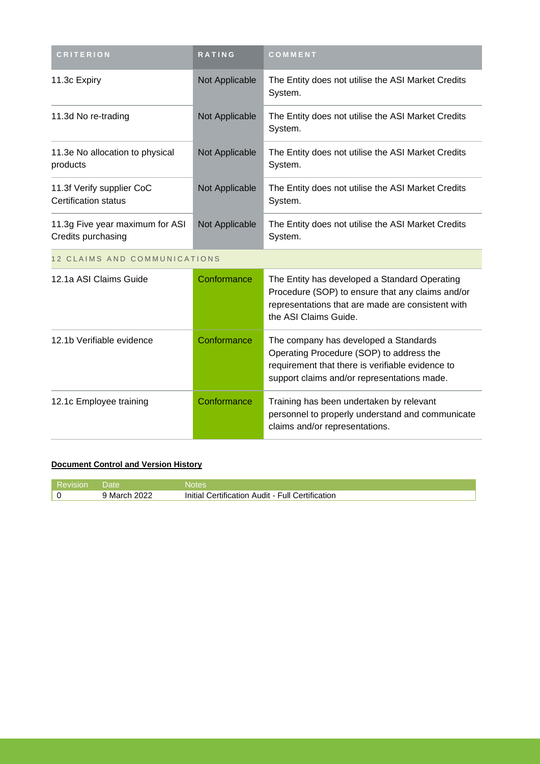| CRITERION | RATING | COMMENT |
| --- | --- | --- |
| 11.3c Expiry | Not Applicable | The Entity does not utilise the ASI Market Credits System. |
| 11.3d No re-trading | Not Applicable | The Entity does not utilise the ASI Market Credits System. |
| 11.3e No allocation to physical products | Not Applicable | The Entity does not utilise the ASI Market Credits System. |
| 11.3f Verify supplier CoC Certification status | Not Applicable | The Entity does not utilise the ASI Market Credits System. |
| 11.3g Five year maximum for ASI Credits purchasing | Not Applicable | The Entity does not utilise the ASI Market Credits System. |
| 12 CLAIMS AND COMMUNICATIONS | | |
| 12.1a ASI Claims Guide | Conformance | The Entity has developed a Standard Operating Procedure (SOP) to ensure that any claims and/or representations that are made are consistent with the ASI Claims Guide. |
| 12.1b Verifiable evidence | Conformance | The company has developed a Standards Operating Procedure (SOP) to address the requirement that there is verifiable evidence to support claims and/or representations made. |
| 12.1c Employee training | Conformance | Training has been undertaken by relevant personnel to properly understand and communicate claims and/or representations. |

**Document Control and Version History**

| Revision | Date | Notes |
| --- | --- | --- |
| 0 | 9 March 2022 | Initial Certification Audit - Full Certification |